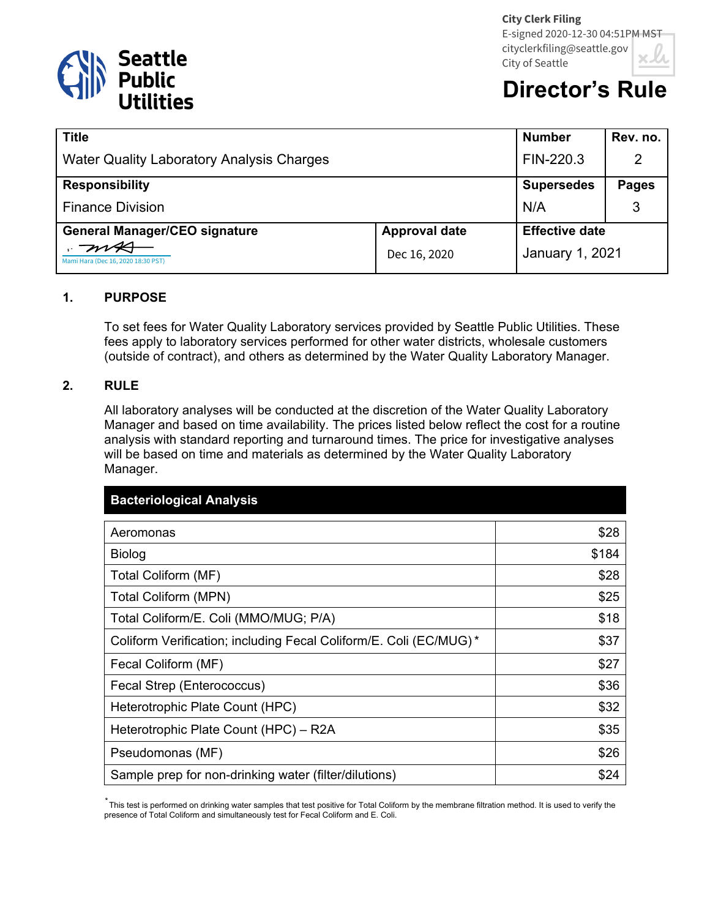City Clerk Filing
E-signed 2020-12-30 04:51PM MST
cityclerkfiling@seattle.gov
City of Seattle

**Seattle Public Utilities**

# Director's Rule

| Title | | Number | Rev. no. |
|---|---|---|---|
| Water Quality Laboratory Analysis Charges | | FIN-220.3 | 2 |
| **Responsibility** | | **Supersedes** | **Pages** |
| Finance Division | | N/A | 3 |
| **General Manager/CEO signature** | **Approval date** | **Effective date** | |
| Mami Hara (Dec 16, 2020 18:30 PST) | Dec 16, 2020 | January 1, 2021 | |

## 1. PURPOSE

To set fees for Water Quality Laboratory services provided by Seattle Public Utilities. These fees apply to laboratory services performed for other water districts, wholesale customers (outside of contract), and others as determined by the Water Quality Laboratory Manager.

## 2. RULE

All laboratory analyses will be conducted at the discretion of the Water Quality Laboratory Manager and based on time availability. The prices listed below reflect the cost for a routine analysis with standard reporting and turnaround times. The price for investigative analyses will be based on time and materials as determined by the Water Quality Laboratory Manager.

| Bacteriological Analysis | |
|---|---|
| Aeromonas | $28 |
| Biolog | $184 |
| Total Coliform (MF) | $28 |
| Total Coliform (MPN) | $25 |
| Total Coliform/E. Coli (MMO/MUG; P/A) | $18 |
| Coliform Verification; including Fecal Coliform/E. Coli (EC/MUG) * | $37 |
| Fecal Coliform (MF) | $27 |
| Fecal Strep (Enterococcus) | $36 |
| Heterotrophic Plate Count (HPC) | $32 |
| Heterotrophic Plate Count (HPC) – R2A | $35 |
| Pseudomonas (MF) | $26 |
| Sample prep for non-drinking water (filter/dilutions) | $24 |

* This test is performed on drinking water samples that test positive for Total Coliform by the membrane filtration method. It is used to verify the presence of Total Coliform and simultaneously test for Fecal Coliform and E. Coli.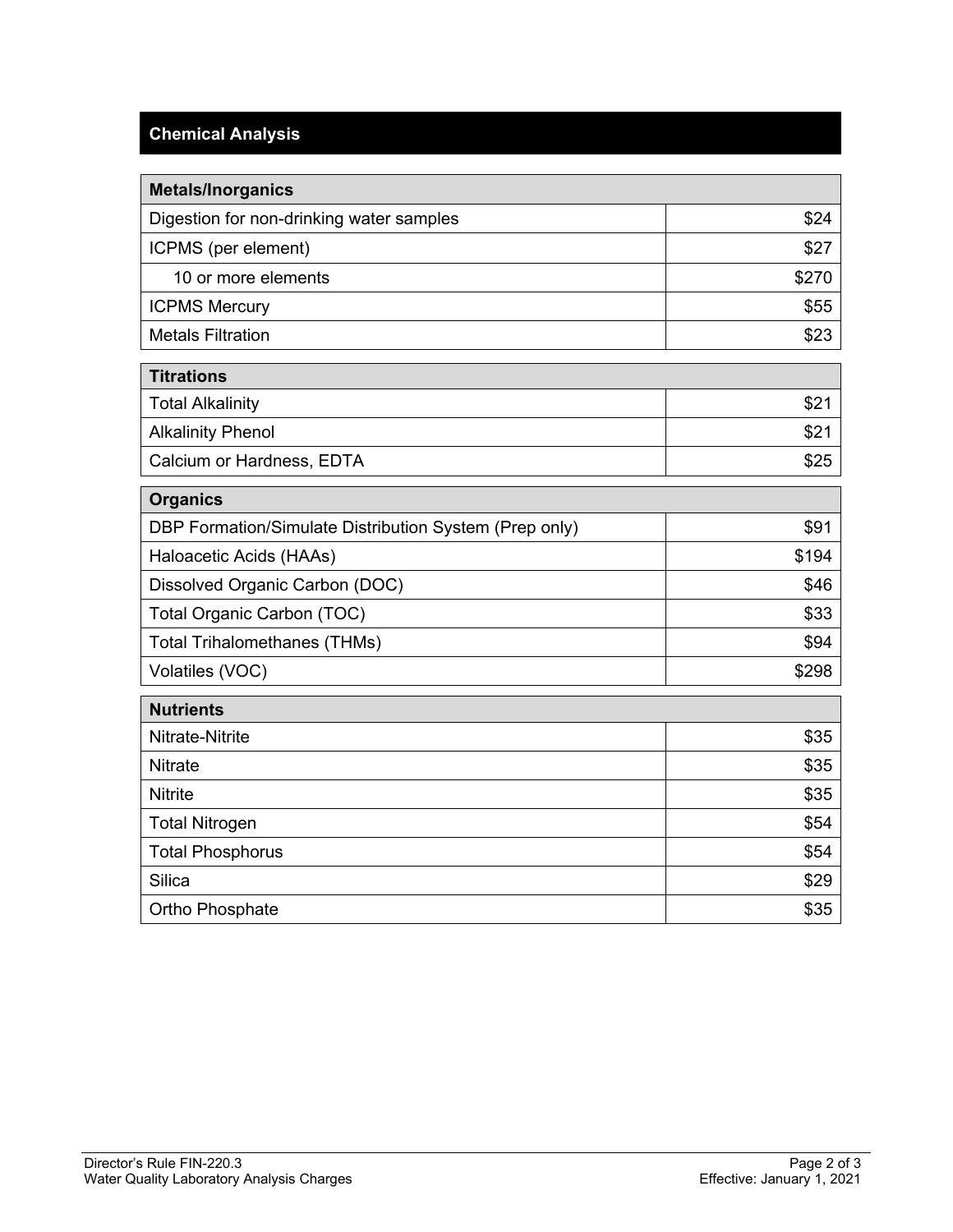## Chemical Analysis

| Metals/Inorganics | |
|---|---|
| Digestion for non-drinking water samples | $24 |
| ICPMS (per element) | $27 |
| 10 or more elements | $270 |
| ICPMS Mercury | $55 |
| Metals Filtration | $23 |

| Titrations | |
|---|---|
| Total Alkalinity | $21 |
| Alkalinity Phenol | $21 |
| Calcium or Hardness, EDTA | $25 |

| Organics | |
|---|---|
| DBP Formation/Simulate Distribution System (Prep only) | $91 |
| Haloacetic Acids (HAAs) | $194 |
| Dissolved Organic Carbon (DOC) | $46 |
| Total Organic Carbon (TOC) | $33 |
| Total Trihalomethanes (THMs) | $94 |
| Volatiles (VOC) | $298 |

| Nutrients | |
|---|---|
| Nitrate-Nitrite | $35 |
| Nitrate | $35 |
| Nitrite | $35 |
| Total Nitrogen | $54 |
| Total Phosphorus | $54 |
| Silica | $29 |
| Ortho Phosphate | $35 |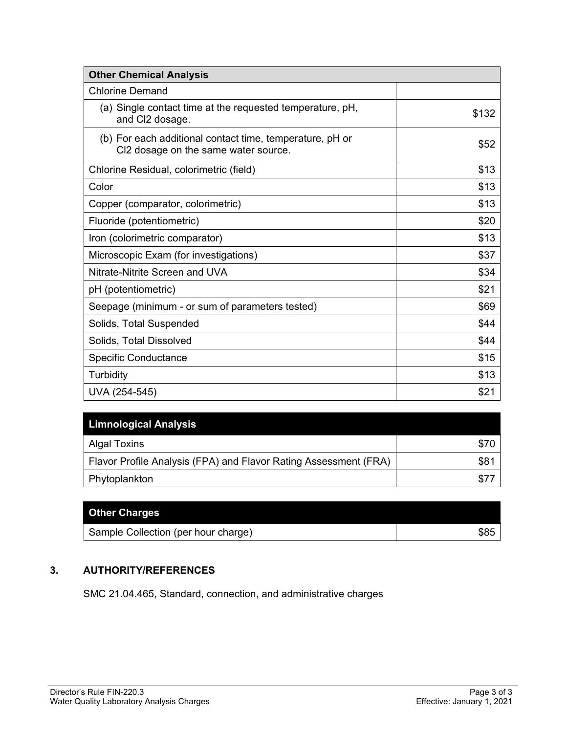| Other Chemical Analysis | |
|---|---|
| Chlorine Demand | |
| (a) Single contact time at the requested temperature, pH, and Cl2 dosage. | $132 |
| (b) For each additional contact time, temperature, pH or Cl2 dosage on the same water source. | $52 |
| Chlorine Residual, colorimetric (field) | $13 |
| Color | $13 |
| Copper (comparator, colorimetric) | $13 |
| Fluoride (potentiometric) | $20 |
| Iron (colorimetric comparator) | $13 |
| Microscopic Exam (for investigations) | $37 |
| Nitrate-Nitrite Screen and UVA | $34 |
| pH (potentiometric) | $21 |
| Seepage (minimum - or sum of parameters tested) | $69 |
| Solids, Total Suspended | $44 |
| Solids, Total Dissolved | $44 |
| Specific Conductance | $15 |
| Turbidity | $13 |
| UVA (254-545) | $21 |

| Limnological Analysis | |
|---|---|
| Algal Toxins | $70 |
| Flavor Profile Analysis (FPA) and Flavor Rating Assessment (FRA) | $81 |
| Phytoplankton | $77 |

| Other Charges | |
|---|---|
| Sample Collection (per hour charge) | $85 |

## 3. AUTHORITY/REFERENCES

SMC 21.04.465, Standard, connection, and administrative charges